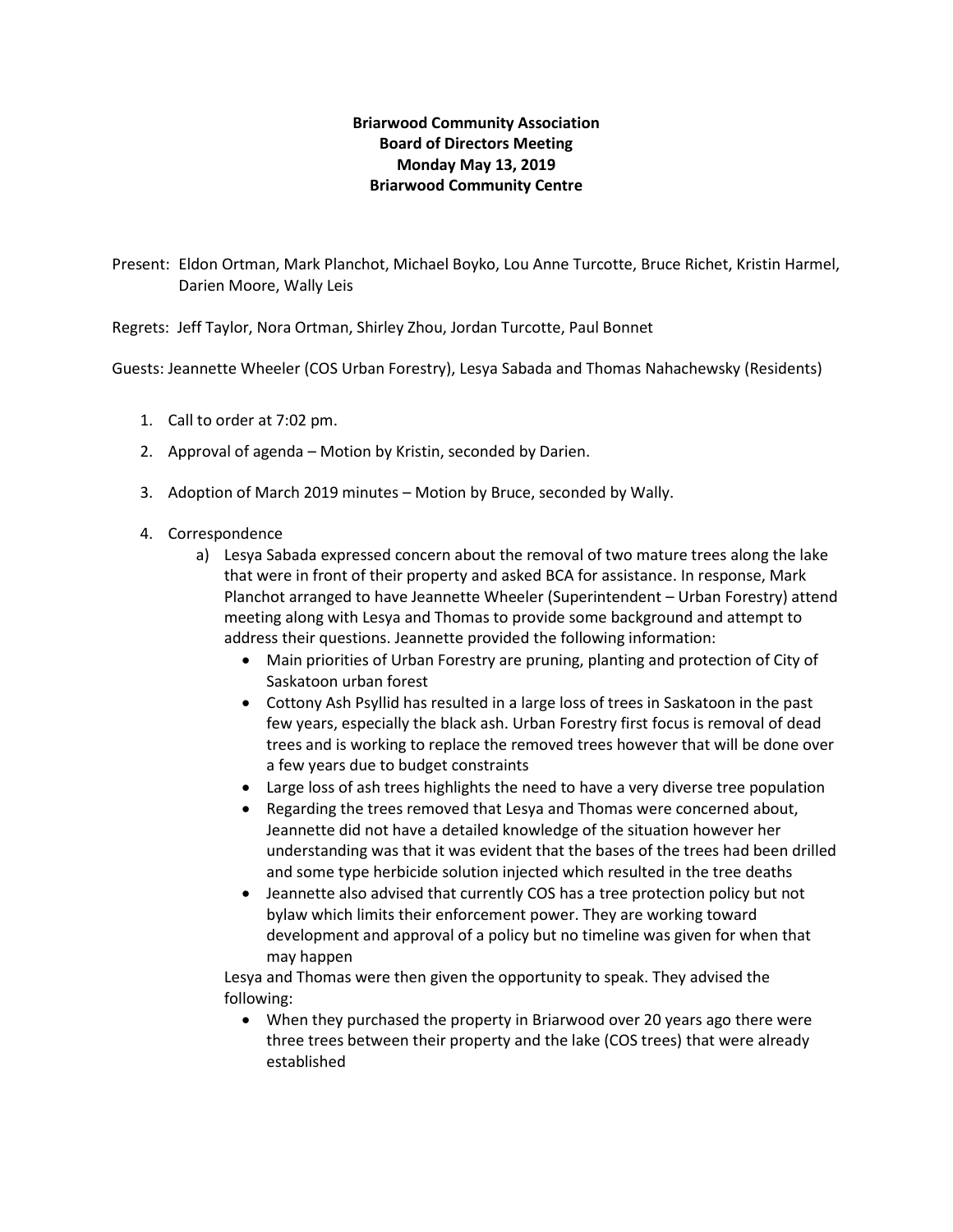**Briarwood Community Association**
**Board of Directors Meeting**
**Monday May 13, 2019**
**Briarwood Community Centre**

Present: Eldon Ortman, Mark Planchot, Michael Boyko, Lou Anne Turcotte, Bruce Richet, Kristin Harmel, Darien Moore, Wally Leis

Regrets: Jeff Taylor, Nora Ortman, Shirley Zhou, Jordan Turcotte, Paul Bonnet

Guests: Jeannette Wheeler (COS Urban Forestry), Lesya Sabada and Thomas Nahachewsky (Residents)

1. Call to order at 7:02 pm.
2. Approval of agenda – Motion by Kristin, seconded by Darien.
3. Adoption of March 2019 minutes – Motion by Bruce, seconded by Wally.
4. Correspondence
   a) Lesya Sabada expressed concern about the removal of two mature trees along the lake that were in front of their property and asked BCA for assistance. In response, Mark Planchot arranged to have Jeannette Wheeler (Superintendent – Urban Forestry) attend meeting along with Lesya and Thomas to provide some background and attempt to address their questions. Jeannette provided the following information:
      - Main priorities of Urban Forestry are pruning, planting and protection of City of Saskatoon urban forest
      - Cottony Ash Psyllid has resulted in a large loss of trees in Saskatoon in the past few years, especially the black ash. Urban Forestry first focus is removal of dead trees and is working to replace the removed trees however that will be done over a few years due to budget constraints
      - Large loss of ash trees highlights the need to have a very diverse tree population
      - Regarding the trees removed that Lesya and Thomas were concerned about, Jeannette did not have a detailed knowledge of the situation however her understanding was that it was evident that the bases of the trees had been drilled and some type herbicide solution injected which resulted in the tree deaths
      - Jeannette also advised that currently COS has a tree protection policy but not bylaw which limits their enforcement power. They are working toward development and approval of a policy but no timeline was given for when that may happen

      Lesya and Thomas were then given the opportunity to speak. They advised the following:

      - When they purchased the property in Briarwood over 20 years ago there were three trees between their property and the lake (COS trees) that were already established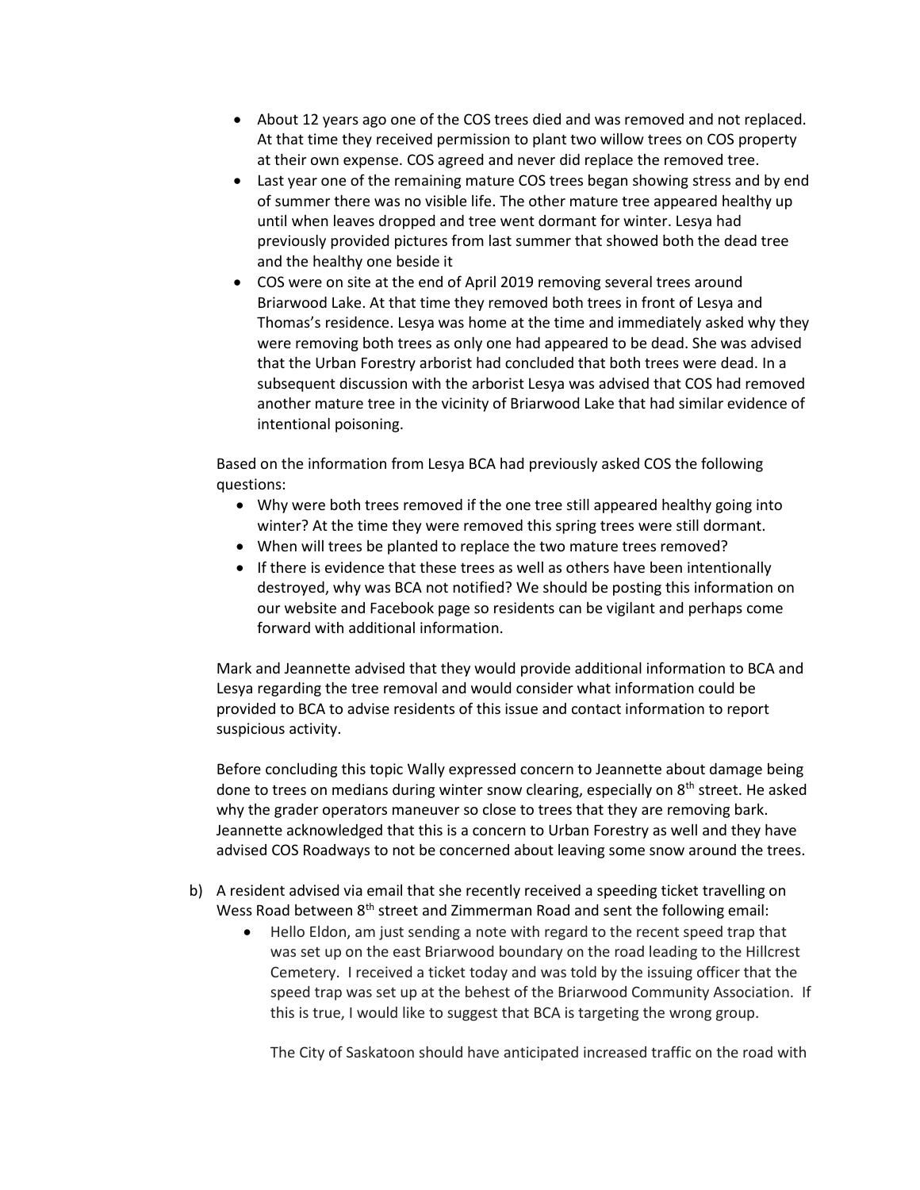- About 12 years ago one of the COS trees died and was removed and not replaced. At that time they received permission to plant two willow trees on COS property at their own expense. COS agreed and never did replace the removed tree.
- Last year one of the remaining mature COS trees began showing stress and by end of summer there was no visible life. The other mature tree appeared healthy up until when leaves dropped and tree went dormant for winter. Lesya had previously provided pictures from last summer that showed both the dead tree and the healthy one beside it
- COS were on site at the end of April 2019 removing several trees around Briarwood Lake. At that time they removed both trees in front of Lesya and Thomas's residence. Lesya was home at the time and immediately asked why they were removing both trees as only one had appeared to be dead. She was advised that the Urban Forestry arborist had concluded that both trees were dead. In a subsequent discussion with the arborist Lesya was advised that COS had removed another mature tree in the vicinity of Briarwood Lake that had similar evidence of intentional poisoning.

Based on the information from Lesya BCA had previously asked COS the following questions:

- Why were both trees removed if the one tree still appeared healthy going into winter? At the time they were removed this spring trees were still dormant.
- When will trees be planted to replace the two mature trees removed?
- If there is evidence that these trees as well as others have been intentionally destroyed, why was BCA not notified? We should be posting this information on our website and Facebook page so residents can be vigilant and perhaps come forward with additional information.

Mark and Jeannette advised that they would provide additional information to BCA and Lesya regarding the tree removal and would consider what information could be provided to BCA to advise residents of this issue and contact information to report suspicious activity.

Before concluding this topic Wally expressed concern to Jeannette about damage being done to trees on medians during winter snow clearing, especially on 8th street. He asked why the grader operators maneuver so close to trees that they are removing bark. Jeannette acknowledged that this is a concern to Urban Forestry as well and they have advised COS Roadways to not be concerned about leaving some snow around the trees.

b) A resident advised via email that she recently received a speeding ticket travelling on Wess Road between 8th street and Zimmerman Road and sent the following email:

- Hello Eldon, am just sending a note with regard to the recent speed trap that was set up on the east Briarwood boundary on the road leading to the Hillcrest Cemetery. I received a ticket today and was told by the issuing officer that the speed trap was set up at the behest of the Briarwood Community Association. If this is true, I would like to suggest that BCA is targeting the wrong group.

  The City of Saskatoon should have anticipated increased traffic on the road with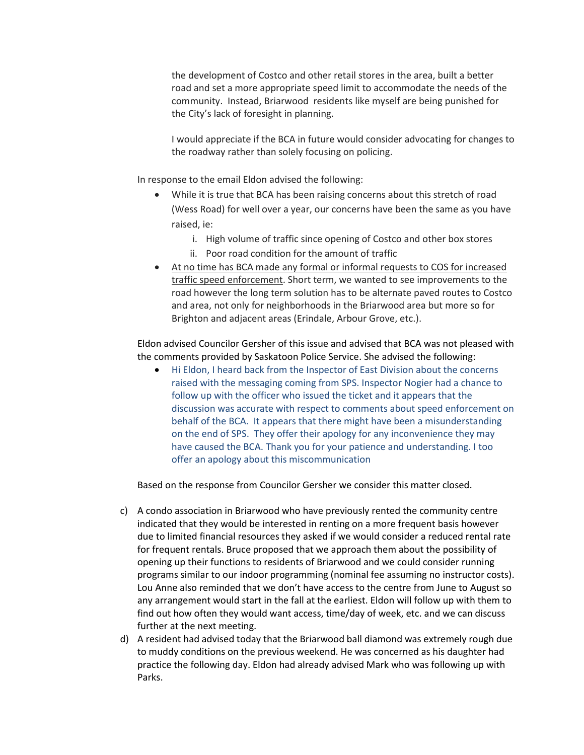the development of Costco and other retail stores in the area, built a better road and set a more appropriate speed limit to accommodate the needs of the community. Instead, Briarwood residents like myself are being punished for the City's lack of foresight in planning.

I would appreciate if the BCA in future would consider advocating for changes to the roadway rather than solely focusing on policing.

In response to the email Eldon advised the following:

- While it is true that BCA has been raising concerns about this stretch of road (Wess Road) for well over a year, our concerns have been the same as you have raised, ie:
  - i. High volume of traffic since opening of Costco and other box stores
  - ii. Poor road condition for the amount of traffic
- <u>At no time has BCA made any formal or informal requests to COS for increased traffic speed enforcement</u>. Short term, we wanted to see improvements to the road however the long term solution has to be alternate paved routes to Costco and area, not only for neighborhoods in the Briarwood area but more so for Brighton and adjacent areas (Erindale, Arbour Grove, etc.).

Eldon advised Councilor Gersher of this issue and advised that BCA was not pleased with the comments provided by Saskatoon Police Service. She advised the following:

- Hi Eldon, I heard back from the Inspector of East Division about the concerns raised with the messaging coming from SPS. Inspector Nogier had a chance to follow up with the officer who issued the ticket and it appears that the discussion was accurate with respect to comments about speed enforcement on behalf of the BCA. It appears that there might have been a misunderstanding on the end of SPS. They offer their apology for any inconvenience they may have caused the BCA. Thank you for your patience and understanding. I too offer an apology about this miscommunication

Based on the response from Councilor Gersher we consider this matter closed.

c) A condo association in Briarwood who have previously rented the community centre indicated that they would be interested in renting on a more frequent basis however due to limited financial resources they asked if we would consider a reduced rental rate for frequent rentals. Bruce proposed that we approach them about the possibility of opening up their functions to residents of Briarwood and we could consider running programs similar to our indoor programming (nominal fee assuming no instructor costs). Lou Anne also reminded that we don't have access to the centre from June to August so any arrangement would start in the fall at the earliest. Eldon will follow up with them to find out how often they would want access, time/day of week, etc. and we can discuss further at the next meeting.

d) A resident had advised today that the Briarwood ball diamond was extremely rough due to muddy conditions on the previous weekend. He was concerned as his daughter had practice the following day. Eldon had already advised Mark who was following up with Parks.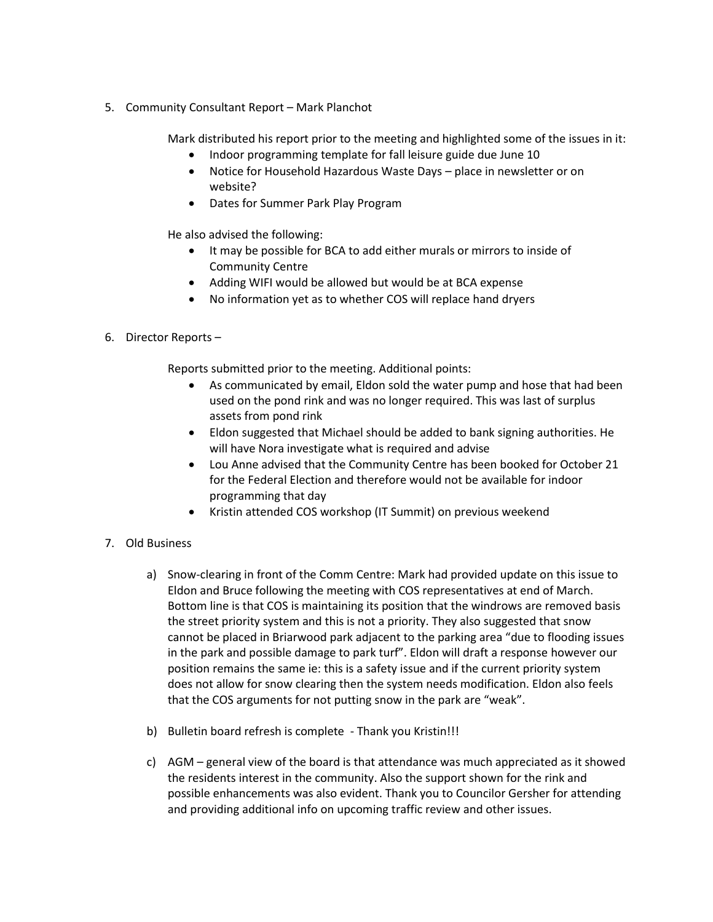5. Community Consultant Report – Mark Planchot

   Mark distributed his report prior to the meeting and highlighted some of the issues in it:

   - Indoor programming template for fall leisure guide due June 10
   - Notice for Household Hazardous Waste Days – place in newsletter or on website?
   - Dates for Summer Park Play Program

   He also advised the following:

   - It may be possible for BCA to add either murals or mirrors to inside of Community Centre
   - Adding WIFI would be allowed but would be at BCA expense
   - No information yet as to whether COS will replace hand dryers

6. Director Reports –

   Reports submitted prior to the meeting. Additional points:

   - As communicated by email, Eldon sold the water pump and hose that had been used on the pond rink and was no longer required. This was last of surplus assets from pond rink
   - Eldon suggested that Michael should be added to bank signing authorities. He will have Nora investigate what is required and advise
   - Lou Anne advised that the Community Centre has been booked for October 21 for the Federal Election and therefore would not be available for indoor programming that day
   - Kristin attended COS workshop (IT Summit) on previous weekend

7. Old Business

   a) Snow-clearing in front of the Comm Centre: Mark had provided update on this issue to Eldon and Bruce following the meeting with COS representatives at end of March. Bottom line is that COS is maintaining its position that the windrows are removed basis the street priority system and this is not a priority. They also suggested that snow cannot be placed in Briarwood park adjacent to the parking area "due to flooding issues in the park and possible damage to park turf". Eldon will draft a response however our position remains the same ie: this is a safety issue and if the current priority system does not allow for snow clearing then the system needs modification. Eldon also feels that the COS arguments for not putting snow in the park are "weak".

   b) Bulletin board refresh is complete - Thank you Kristin!!!

   c) AGM – general view of the board is that attendance was much appreciated as it showed the residents interest in the community. Also the support shown for the rink and possible enhancements was also evident. Thank you to Councilor Gersher for attending and providing additional info on upcoming traffic review and other issues.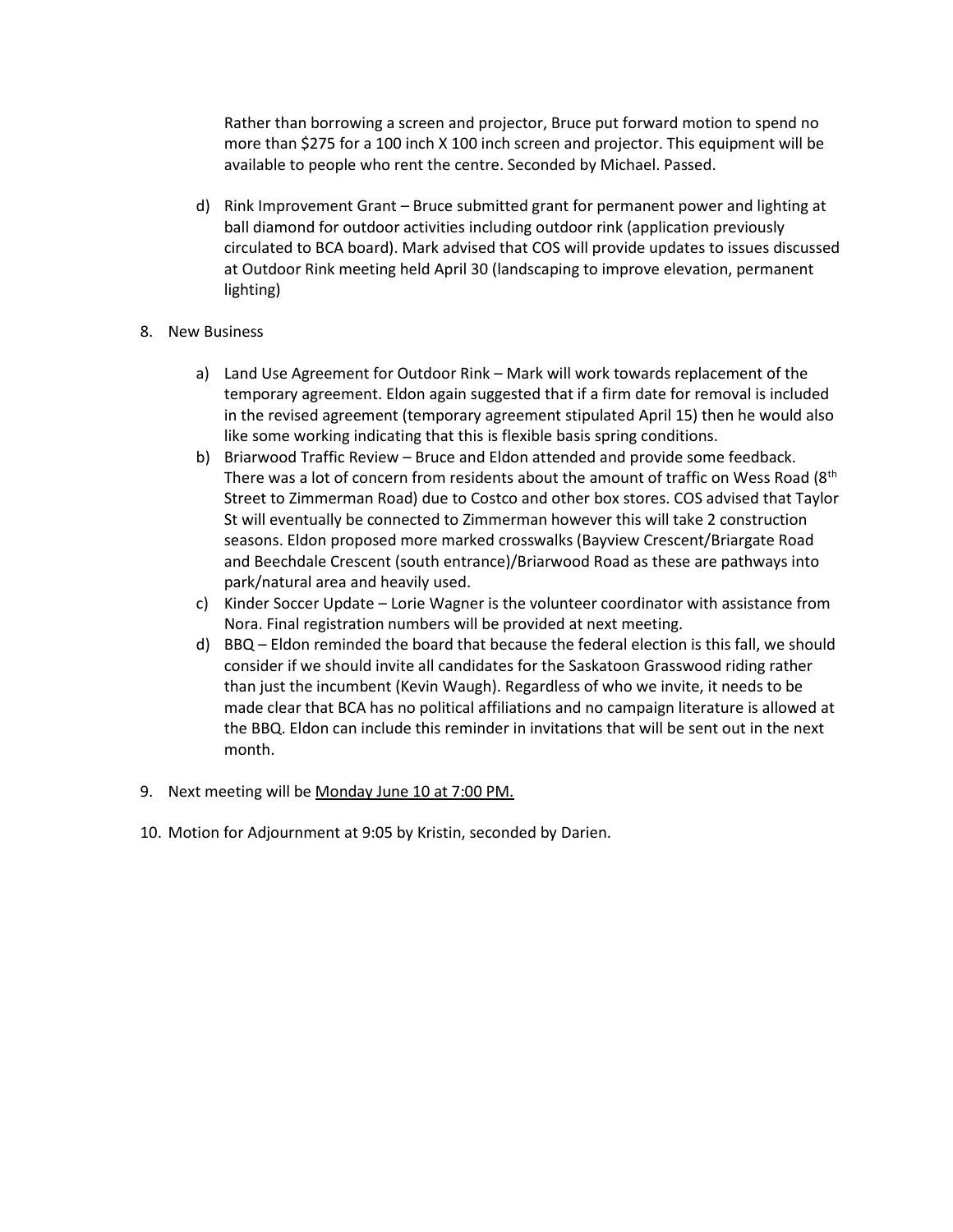Rather than borrowing a screen and projector, Bruce put forward motion to spend no more than $275 for a 100 inch X 100 inch screen and projector. This equipment will be available to people who rent the centre. Seconded by Michael. Passed.

d) Rink Improvement Grant – Bruce submitted grant for permanent power and lighting at ball diamond for outdoor activities including outdoor rink (application previously circulated to BCA board). Mark advised that COS will provide updates to issues discussed at Outdoor Rink meeting held April 30 (landscaping to improve elevation, permanent lighting)

8. New Business

   a) Land Use Agreement for Outdoor Rink – Mark will work towards replacement of the temporary agreement. Eldon again suggested that if a firm date for removal is included in the revised agreement (temporary agreement stipulated April 15) then he would also like some working indicating that this is flexible basis spring conditions.
   b) Briarwood Traffic Review – Bruce and Eldon attended and provide some feedback. There was a lot of concern from residents about the amount of traffic on Wess Road (8th Street to Zimmerman Road) due to Costco and other box stores. COS advised that Taylor St will eventually be connected to Zimmerman however this will take 2 construction seasons. Eldon proposed more marked crosswalks (Bayview Crescent/Briargate Road and Beechdale Crescent (south entrance)/Briarwood Road as these are pathways into park/natural area and heavily used.
   c) Kinder Soccer Update – Lorie Wagner is the volunteer coordinator with assistance from Nora. Final registration numbers will be provided at next meeting.
   d) BBQ – Eldon reminded the board that because the federal election is this fall, we should consider if we should invite all candidates for the Saskatoon Grasswood riding rather than just the incumbent (Kevin Waugh). Regardless of who we invite, it needs to be made clear that BCA has no political affiliations and no campaign literature is allowed at the BBQ. Eldon can include this reminder in invitations that will be sent out in the next month.

9. Next meeting will be <u>Monday June 10 at 7:00 PM.</u>

10. Motion for Adjournment at 9:05 by Kristin, seconded by Darien.